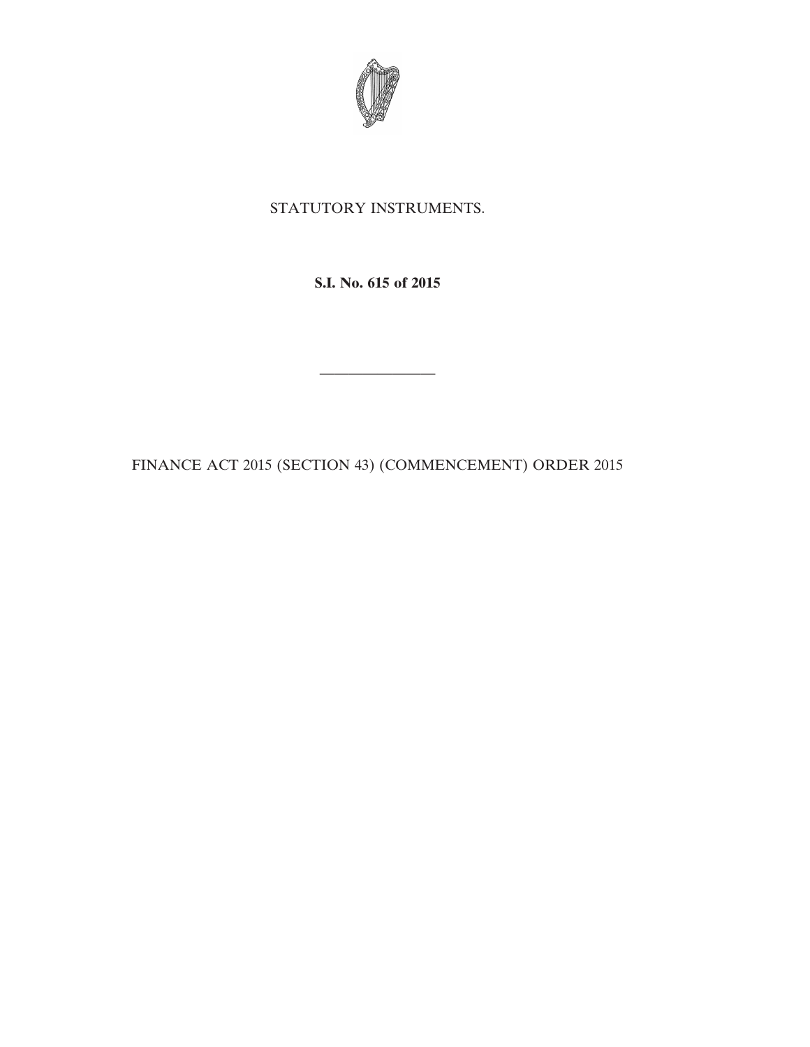STATUTORY INSTRUMENTS.

**S.I. No. 615 of 2015**

---

FINANCE ACT 2015 (SECTION 43) (COMMENCEMENT) ORDER 2015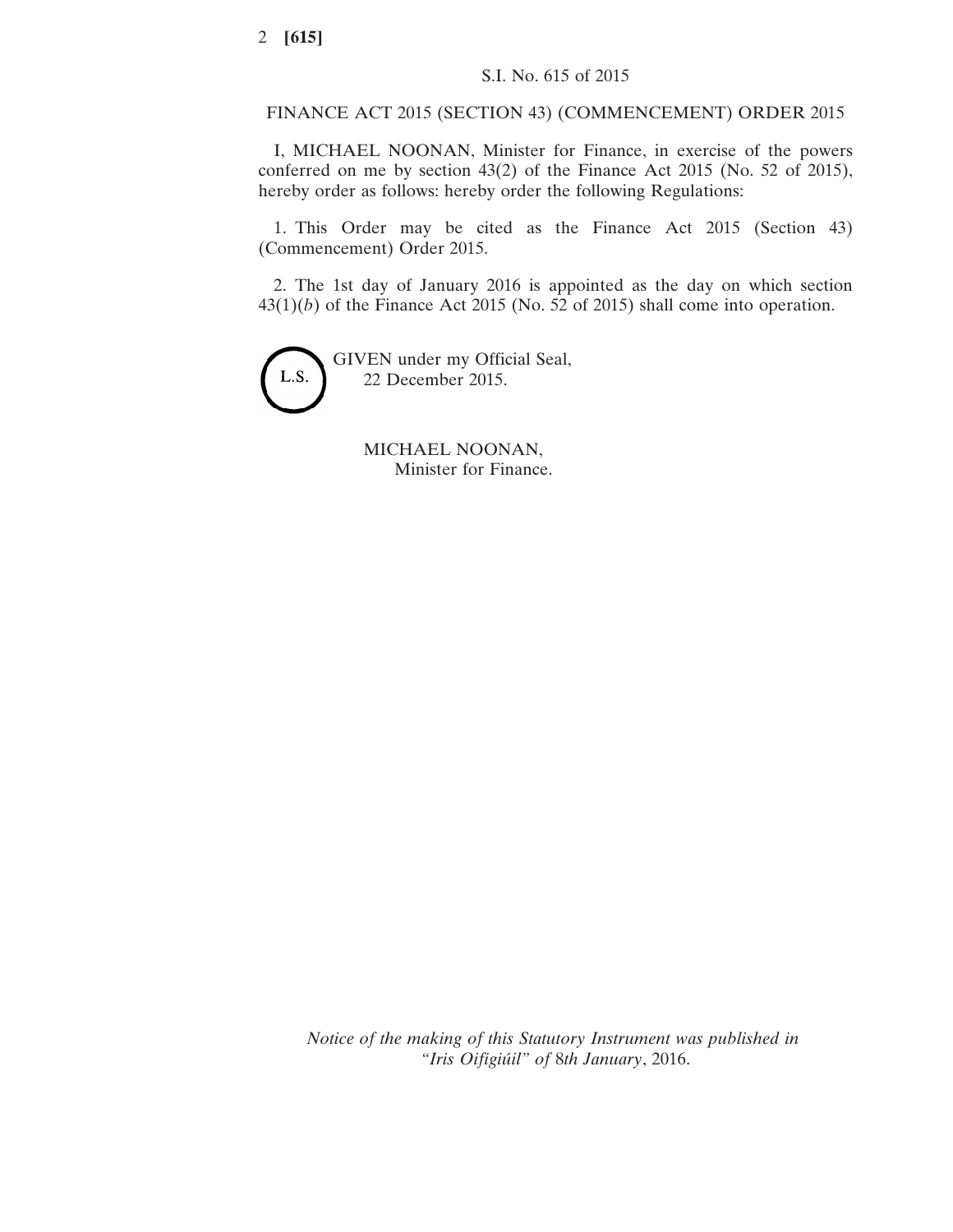S.I. No. 615 of 2015

FINANCE ACT 2015 (SECTION 43) (COMMENCEMENT) ORDER 2015

I, MICHAEL NOONAN, Minister for Finance, in exercise of the powers conferred on me by section 43(2) of the Finance Act 2015 (No. 52 of 2015), hereby order as follows: hereby order the following Regulations:

1. This Order may be cited as the Finance Act 2015 (Section 43) (Commencement) Order 2015.

2. The 1st day of January 2016 is appointed as the day on which section 43(1)(*b*) of the Finance Act 2015 (No. 52 of 2015) shall come into operation.

L.S.

GIVEN under my Official Seal,
22 December 2015.

MICHAEL NOONAN,
Minister for Finance.

*Notice of the making of this Statutory Instrument was published in "Iris Oifigiúil" of* 8*th January*, 2016.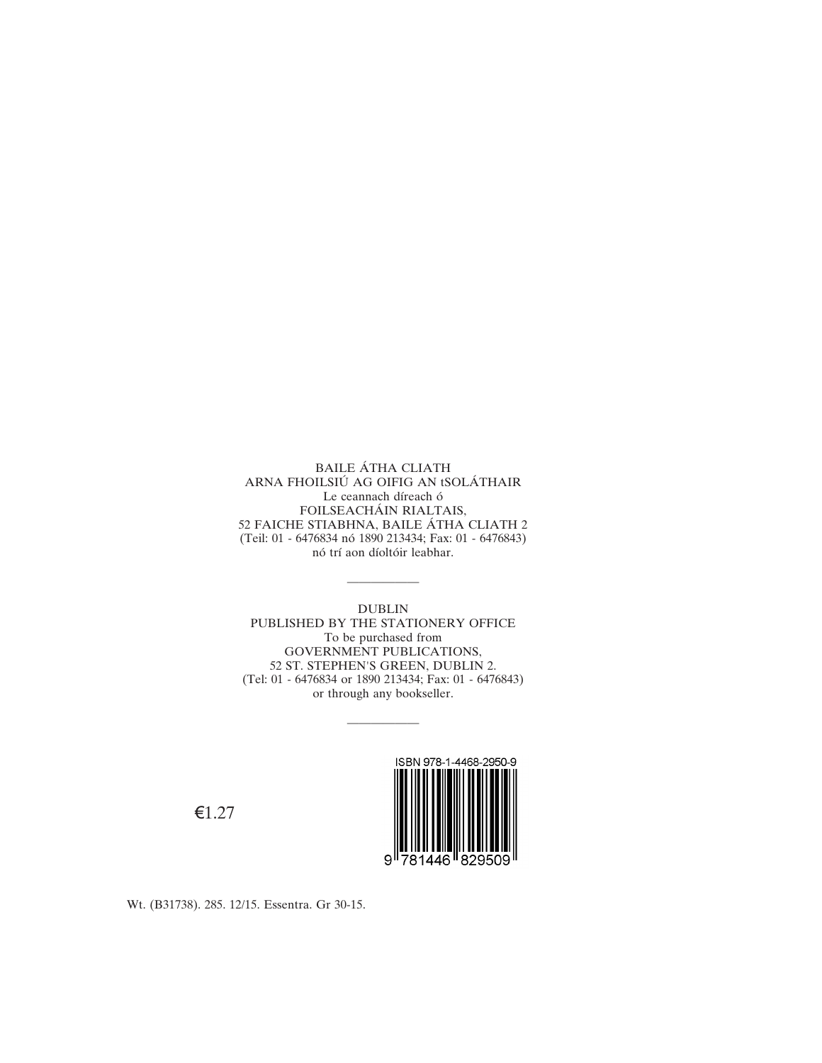BAILE ÁTHA CLIATH
ARNA FHOILSIÚ AG OIFIG AN tSOLÁTHAIR
Le ceannach díreach ó
FOILSEACHÁIN RIALTAIS,
52 FAICHE STIABHNA, BAILE ÁTHA CLIATH 2
(Teil: 01 - 6476834 nó 1890 213434; Fax: 01 - 6476843)
nó trí aon díoltóir leabhar.

---

DUBLIN
PUBLISHED BY THE STATIONERY OFFICE
To be purchased from
GOVERNMENT PUBLICATIONS,
52 ST. STEPHEN'S GREEN, DUBLIN 2.
(Tel: 01 - 6476834 or 1890 213434; Fax: 01 - 6476843)
or through any bookseller.

---

ISBN 978-1-4468-2950-9

9 781446 829509

€1.27

Wt. (B31738). 285. 12/15. Essentra. Gr 30-15.